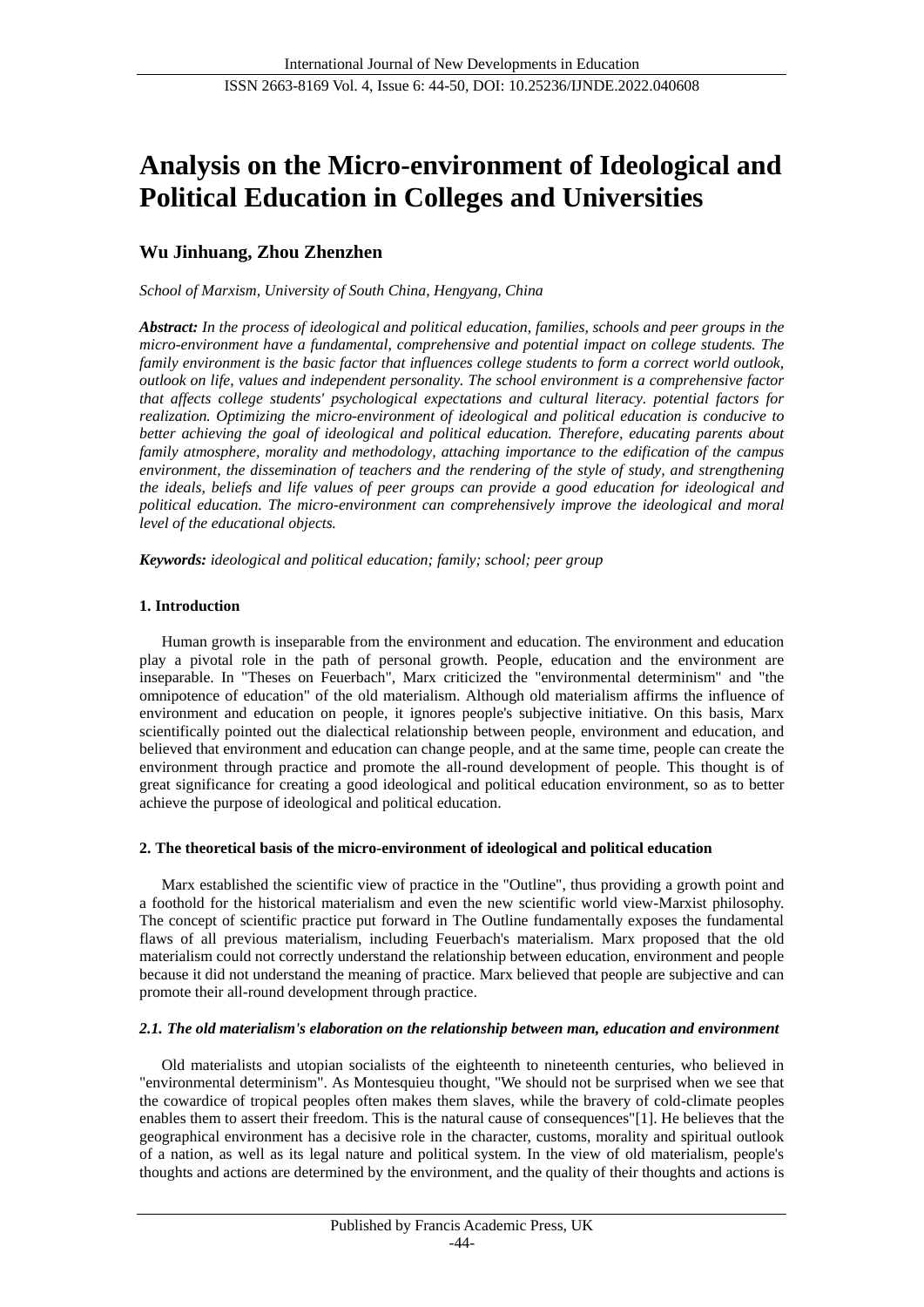# Analysis on the Micro-environment of Ideological and Political Education in Colleges and Universities

## Wu Jinhuang, Zhou Zhenzhen

*School of Marxism, University of South China, Hengyang, China*

***Abstract:*** *In the process of ideological and political education, families, schools and peer groups in the micro-environment have a fundamental, comprehensive and potential impact on college students. The family environment is the basic factor that influences college students to form a correct world outlook, outlook on life, values and independent personality. The school environment is a comprehensive factor that affects college students' psychological expectations and cultural literacy. potential factors for realization. Optimizing the micro-environment of ideological and political education is conducive to better achieving the goal of ideological and political education. Therefore, educating parents about family atmosphere, morality and methodology, attaching importance to the edification of the campus environment, the dissemination of teachers and the rendering of the style of study, and strengthening the ideals, beliefs and life values of peer groups can provide a good education for ideological and political education. The micro-environment can comprehensively improve the ideological and moral level of the educational objects.*

***Keywords:*** *ideological and political education; family; school; peer group*

### 1. Introduction

Human growth is inseparable from the environment and education. The environment and education play a pivotal role in the path of personal growth. People, education and the environment are inseparable. In "Theses on Feuerbach", Marx criticized the "environmental determinism" and "the omnipotence of education" of the old materialism. Although old materialism affirms the influence of environment and education on people, it ignores people's subjective initiative. On this basis, Marx scientifically pointed out the dialectical relationship between people, environment and education, and believed that environment and education can change people, and at the same time, people can create the environment through practice and promote the all-round development of people. This thought is of great significance for creating a good ideological and political education environment, so as to better achieve the purpose of ideological and political education.

### 2. The theoretical basis of the micro-environment of ideological and political education

Marx established the scientific view of practice in the "Outline", thus providing a growth point and a foothold for the historical materialism and even the new scientific world view-Marxist philosophy. The concept of scientific practice put forward in The Outline fundamentally exposes the fundamental flaws of all previous materialism, including Feuerbach's materialism. Marx proposed that the old materialism could not correctly understand the relationship between education, environment and people because it did not understand the meaning of practice. Marx believed that people are subjective and can promote their all-round development through practice.

#### *2.1. The old materialism's elaboration on the relationship between man, education and environment*

Old materialists and utopian socialists of the eighteenth to nineteenth centuries, who believed in "environmental determinism". As Montesquieu thought, "We should not be surprised when we see that the cowardice of tropical peoples often makes them slaves, while the bravery of cold-climate peoples enables them to assert their freedom. This is the natural cause of consequences"[1]. He believes that the geographical environment has a decisive role in the character, customs, morality and spiritual outlook of a nation, as well as its legal nature and political system. In the view of old materialism, people's thoughts and actions are determined by the environment, and the quality of their thoughts and actions is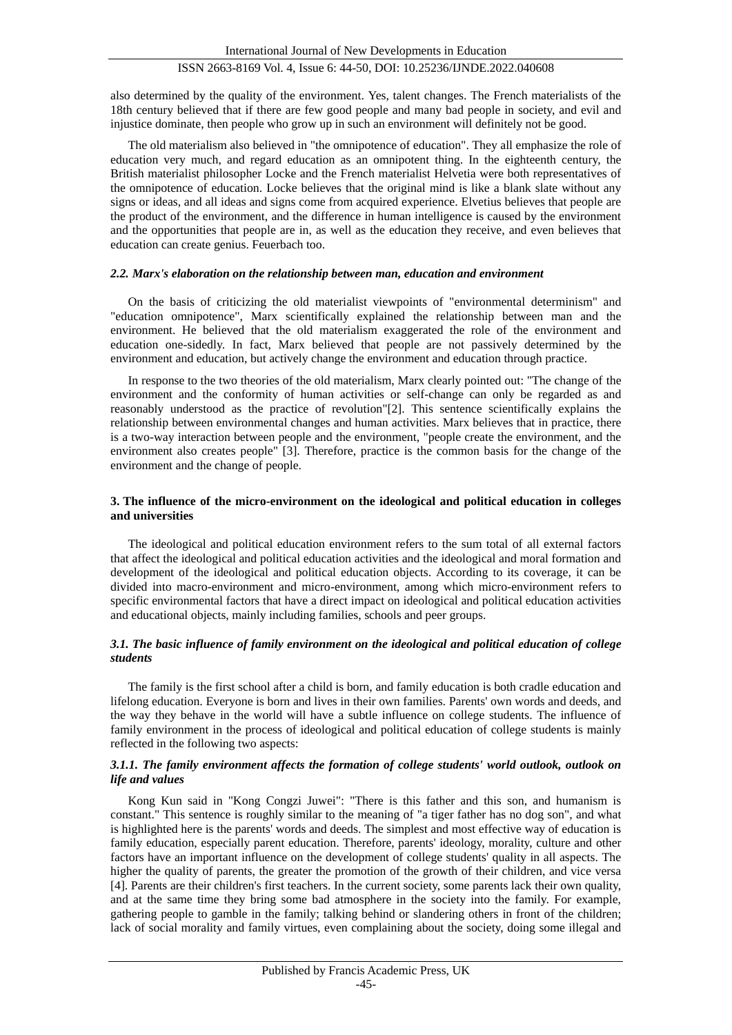also determined by the quality of the environment. Yes, talent changes. The French materialists of the 18th century believed that if there are few good people and many bad people in society, and evil and injustice dominate, then people who grow up in such an environment will definitely not be good.

The old materialism also believed in "the omnipotence of education". They all emphasize the role of education very much, and regard education as an omnipotent thing. In the eighteenth century, the British materialist philosopher Locke and the French materialist Helvetia were both representatives of the omnipotence of education. Locke believes that the original mind is like a blank slate without any signs or ideas, and all ideas and signs come from acquired experience. Elvetius believes that people are the product of the environment, and the difference in human intelligence is caused by the environment and the opportunities that people are in, as well as the education they receive, and even believes that education can create genius. Feuerbach too.

### *2.2. Marx's elaboration on the relationship between man, education and environment*

On the basis of criticizing the old materialist viewpoints of "environmental determinism" and "education omnipotence", Marx scientifically explained the relationship between man and the environment. He believed that the old materialism exaggerated the role of the environment and education one-sidedly. In fact, Marx believed that people are not passively determined by the environment and education, but actively change the environment and education through practice.

In response to the two theories of the old materialism, Marx clearly pointed out: "The change of the environment and the conformity of human activities or self-change can only be regarded as and reasonably understood as the practice of revolution"[2]. This sentence scientifically explains the relationship between environmental changes and human activities. Marx believes that in practice, there is a two-way interaction between people and the environment, "people create the environment, and the environment also creates people" [3]. Therefore, practice is the common basis for the change of the environment and the change of people.

## 3. The influence of the micro-environment on the ideological and political education in colleges and universities

The ideological and political education environment refers to the sum total of all external factors that affect the ideological and political education activities and the ideological and moral formation and development of the ideological and political education objects. According to its coverage, it can be divided into macro-environment and micro-environment, among which micro-environment refers to specific environmental factors that have a direct impact on ideological and political education activities and educational objects, mainly including families, schools and peer groups.

### *3.1. The basic influence of family environment on the ideological and political education of college students*

The family is the first school after a child is born, and family education is both cradle education and lifelong education. Everyone is born and lives in their own families. Parents' own words and deeds, and the way they behave in the world will have a subtle influence on college students. The influence of family environment in the process of ideological and political education of college students is mainly reflected in the following two aspects:

#### *3.1.1. The family environment affects the formation of college students' world outlook, outlook on life and values*

Kong Kun said in "Kong Congzi Juwei": "There is this father and this son, and humanism is constant." This sentence is roughly similar to the meaning of "a tiger father has no dog son", and what is highlighted here is the parents' words and deeds. The simplest and most effective way of education is family education, especially parent education. Therefore, parents' ideology, morality, culture and other factors have an important influence on the development of college students' quality in all aspects. The higher the quality of parents, the greater the promotion of the growth of their children, and vice versa [4]. Parents are their children's first teachers. In the current society, some parents lack their own quality, and at the same time they bring some bad atmosphere in the society into the family. For example, gathering people to gamble in the family; talking behind or slandering others in front of the children; lack of social morality and family virtues, even complaining about the society, doing some illegal and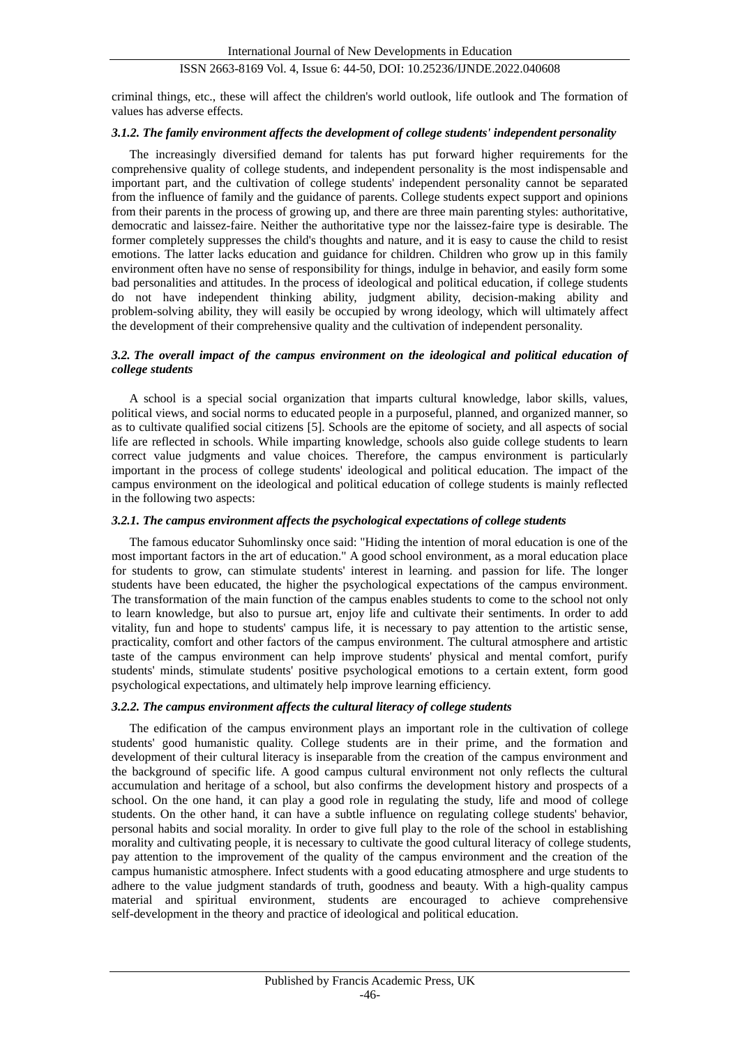criminal things, etc., these will affect the children's world outlook, life outlook and The formation of values has adverse effects.

#### *3.1.2. The family environment affects the development of college students' independent personality*

The increasingly diversified demand for talents has put forward higher requirements for the comprehensive quality of college students, and independent personality is the most indispensable and important part, and the cultivation of college students' independent personality cannot be separated from the influence of family and the guidance of parents. College students expect support and opinions from their parents in the process of growing up, and there are three main parenting styles: authoritative, democratic and laissez-faire. Neither the authoritative type nor the laissez-faire type is desirable. The former completely suppresses the child's thoughts and nature, and it is easy to cause the child to resist emotions. The latter lacks education and guidance for children. Children who grow up in this family environment often have no sense of responsibility for things, indulge in behavior, and easily form some bad personalities and attitudes. In the process of ideological and political education, if college students do not have independent thinking ability, judgment ability, decision-making ability and problem-solving ability, they will easily be occupied by wrong ideology, which will ultimately affect the development of their comprehensive quality and the cultivation of independent personality.

### *3.2. The overall impact of the campus environment on the ideological and political education of college students*

A school is a special social organization that imparts cultural knowledge, labor skills, values, political views, and social norms to educated people in a purposeful, planned, and organized manner, so as to cultivate qualified social citizens [5]. Schools are the epitome of society, and all aspects of social life are reflected in schools. While imparting knowledge, schools also guide college students to learn correct value judgments and value choices. Therefore, the campus environment is particularly important in the process of college students' ideological and political education. The impact of the campus environment on the ideological and political education of college students is mainly reflected in the following two aspects:

#### *3.2.1. The campus environment affects the psychological expectations of college students*

The famous educator Suhomlinsky once said: "Hiding the intention of moral education is one of the most important factors in the art of education." A good school environment, as a moral education place for students to grow, can stimulate students' interest in learning. and passion for life. The longer students have been educated, the higher the psychological expectations of the campus environment. The transformation of the main function of the campus enables students to come to the school not only to learn knowledge, but also to pursue art, enjoy life and cultivate their sentiments. In order to add vitality, fun and hope to students' campus life, it is necessary to pay attention to the artistic sense, practicality, comfort and other factors of the campus environment. The cultural atmosphere and artistic taste of the campus environment can help improve students' physical and mental comfort, purify students' minds, stimulate students' positive psychological emotions to a certain extent, form good psychological expectations, and ultimately help improve learning efficiency.

#### *3.2.2. The campus environment affects the cultural literacy of college students*

The edification of the campus environment plays an important role in the cultivation of college students' good humanistic quality. College students are in their prime, and the formation and development of their cultural literacy is inseparable from the creation of the campus environment and the background of specific life. A good campus cultural environment not only reflects the cultural accumulation and heritage of a school, but also confirms the development history and prospects of a school. On the one hand, it can play a good role in regulating the study, life and mood of college students. On the other hand, it can have a subtle influence on regulating college students' behavior, personal habits and social morality. In order to give full play to the role of the school in establishing morality and cultivating people, it is necessary to cultivate the good cultural literacy of college students, pay attention to the improvement of the quality of the campus environment and the creation of the campus humanistic atmosphere. Infect students with a good educating atmosphere and urge students to adhere to the value judgment standards of truth, goodness and beauty. With a high-quality campus material and spiritual environment, students are encouraged to achieve comprehensive self-development in the theory and practice of ideological and political education.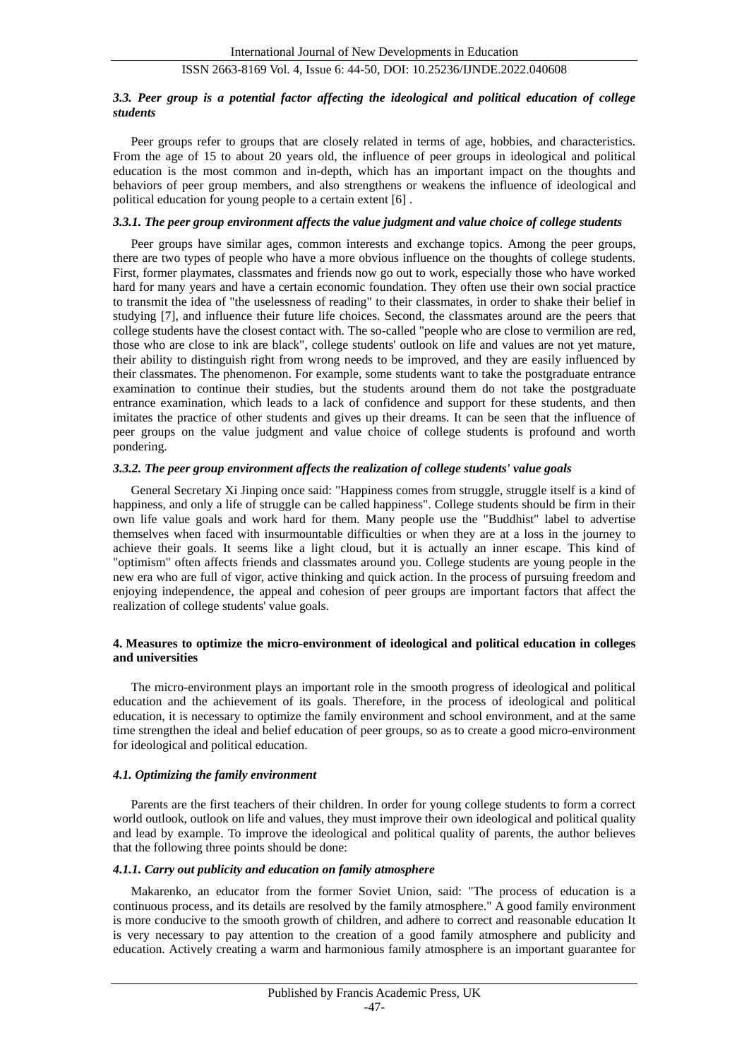### *3.3. Peer group is a potential factor affecting the ideological and political education of college students*

Peer groups refer to groups that are closely related in terms of age, hobbies, and characteristics. From the age of 15 to about 20 years old, the influence of peer groups in ideological and political education is the most common and in-depth, which has an important impact on the thoughts and behaviors of peer group members, and also strengthens or weakens the influence of ideological and political education for young people to a certain extent [6] .

#### *3.3.1. The peer group environment affects the value judgment and value choice of college students*

Peer groups have similar ages, common interests and exchange topics. Among the peer groups, there are two types of people who have a more obvious influence on the thoughts of college students. First, former playmates, classmates and friends now go out to work, especially those who have worked hard for many years and have a certain economic foundation. They often use their own social practice to transmit the idea of "the uselessness of reading" to their classmates, in order to shake their belief in studying [7], and influence their future life choices. Second, the classmates around are the peers that college students have the closest contact with. The so-called "people who are close to vermilion are red, those who are close to ink are black", college students' outlook on life and values are not yet mature, their ability to distinguish right from wrong needs to be improved, and they are easily influenced by their classmates. The phenomenon. For example, some students want to take the postgraduate entrance examination to continue their studies, but the students around them do not take the postgraduate entrance examination, which leads to a lack of confidence and support for these students, and then imitates the practice of other students and gives up their dreams. It can be seen that the influence of peer groups on the value judgment and value choice of college students is profound and worth pondering.

#### *3.3.2. The peer group environment affects the realization of college students' value goals*

General Secretary Xi Jinping once said: "Happiness comes from struggle, struggle itself is a kind of happiness, and only a life of struggle can be called happiness". College students should be firm in their own life value goals and work hard for them. Many people use the "Buddhist" label to advertise themselves when faced with insurmountable difficulties or when they are at a loss in the journey to achieve their goals. It seems like a light cloud, but it is actually an inner escape. This kind of "optimism" often affects friends and classmates around you. College students are young people in the new era who are full of vigor, active thinking and quick action. In the process of pursuing freedom and enjoying independence, the appeal and cohesion of peer groups are important factors that affect the realization of college students' value goals.

## 4. Measures to optimize the micro-environment of ideological and political education in colleges and universities

The micro-environment plays an important role in the smooth progress of ideological and political education and the achievement of its goals. Therefore, in the process of ideological and political education, it is necessary to optimize the family environment and school environment, and at the same time strengthen the ideal and belief education of peer groups, so as to create a good micro-environment for ideological and political education.

### *4.1. Optimizing the family environment*

Parents are the first teachers of their children. In order for young college students to form a correct world outlook, outlook on life and values, they must improve their own ideological and political quality and lead by example. To improve the ideological and political quality of parents, the author believes that the following three points should be done:

#### *4.1.1. Carry out publicity and education on family atmosphere*

Makarenko, an educator from the former Soviet Union, said: "The process of education is a continuous process, and its details are resolved by the family atmosphere." A good family environment is more conducive to the smooth growth of children, and adhere to correct and reasonable education It is very necessary to pay attention to the creation of a good family atmosphere and publicity and education. Actively creating a warm and harmonious family atmosphere is an important guarantee for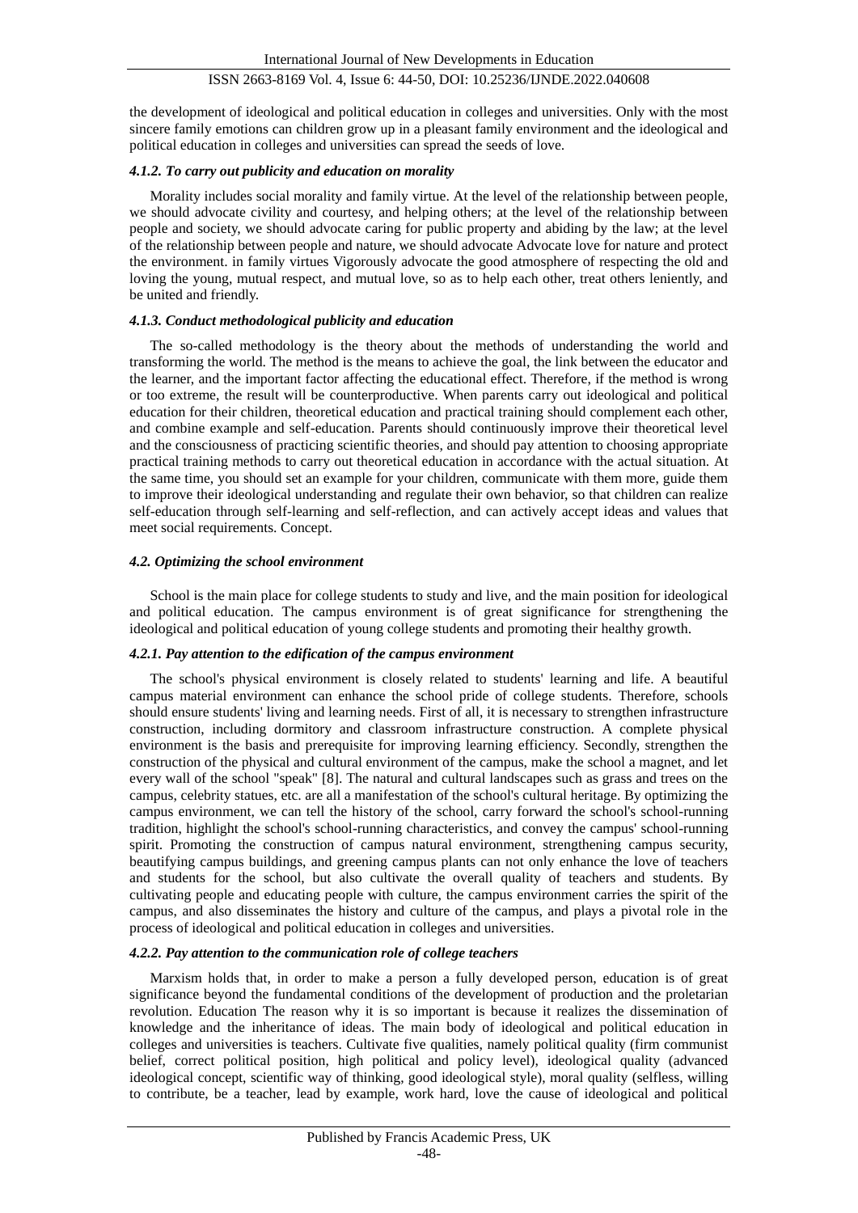the development of ideological and political education in colleges and universities. Only with the most sincere family emotions can children grow up in a pleasant family environment and the ideological and political education in colleges and universities can spread the seeds of love.

#### *4.1.2. To carry out publicity and education on morality*

Morality includes social morality and family virtue. At the level of the relationship between people, we should advocate civility and courtesy, and helping others; at the level of the relationship between people and society, we should advocate caring for public property and abiding by the law; at the level of the relationship between people and nature, we should advocate Advocate love for nature and protect the environment. in family virtues Vigorously advocate the good atmosphere of respecting the old and loving the young, mutual respect, and mutual love, so as to help each other, treat others leniently, and be united and friendly.

#### *4.1.3. Conduct methodological publicity and education*

The so-called methodology is the theory about the methods of understanding the world and transforming the world. The method is the means to achieve the goal, the link between the educator and the learner, and the important factor affecting the educational effect. Therefore, if the method is wrong or too extreme, the result will be counterproductive. When parents carry out ideological and political education for their children, theoretical education and practical training should complement each other, and combine example and self-education. Parents should continuously improve their theoretical level and the consciousness of practicing scientific theories, and should pay attention to choosing appropriate practical training methods to carry out theoretical education in accordance with the actual situation. At the same time, you should set an example for your children, communicate with them more, guide them to improve their ideological understanding and regulate their own behavior, so that children can realize self-education through self-learning and self-reflection, and can actively accept ideas and values that meet social requirements. Concept.

### *4.2. Optimizing the school environment*

School is the main place for college students to study and live, and the main position for ideological and political education. The campus environment is of great significance for strengthening the ideological and political education of young college students and promoting their healthy growth.

#### *4.2.1. Pay attention to the edification of the campus environment*

The school's physical environment is closely related to students' learning and life. A beautiful campus material environment can enhance the school pride of college students. Therefore, schools should ensure students' living and learning needs. First of all, it is necessary to strengthen infrastructure construction, including dormitory and classroom infrastructure construction. A complete physical environment is the basis and prerequisite for improving learning efficiency. Secondly, strengthen the construction of the physical and cultural environment of the campus, make the school a magnet, and let every wall of the school "speak" [8]. The natural and cultural landscapes such as grass and trees on the campus, celebrity statues, etc. are all a manifestation of the school's cultural heritage. By optimizing the campus environment, we can tell the history of the school, carry forward the school's school-running tradition, highlight the school's school-running characteristics, and convey the campus' school-running spirit. Promoting the construction of campus natural environment, strengthening campus security, beautifying campus buildings, and greening campus plants can not only enhance the love of teachers and students for the school, but also cultivate the overall quality of teachers and students. By cultivating people and educating people with culture, the campus environment carries the spirit of the campus, and also disseminates the history and culture of the campus, and plays a pivotal role in the process of ideological and political education in colleges and universities.

#### *4.2.2. Pay attention to the communication role of college teachers*

Marxism holds that, in order to make a person a fully developed person, education is of great significance beyond the fundamental conditions of the development of production and the proletarian revolution. Education The reason why it is so important is because it realizes the dissemination of knowledge and the inheritance of ideas. The main body of ideological and political education in colleges and universities is teachers. Cultivate five qualities, namely political quality (firm communist belief, correct political position, high political and policy level), ideological quality (advanced ideological concept, scientific way of thinking, good ideological style), moral quality (selfless, willing to contribute, be a teacher, lead by example, work hard, love the cause of ideological and political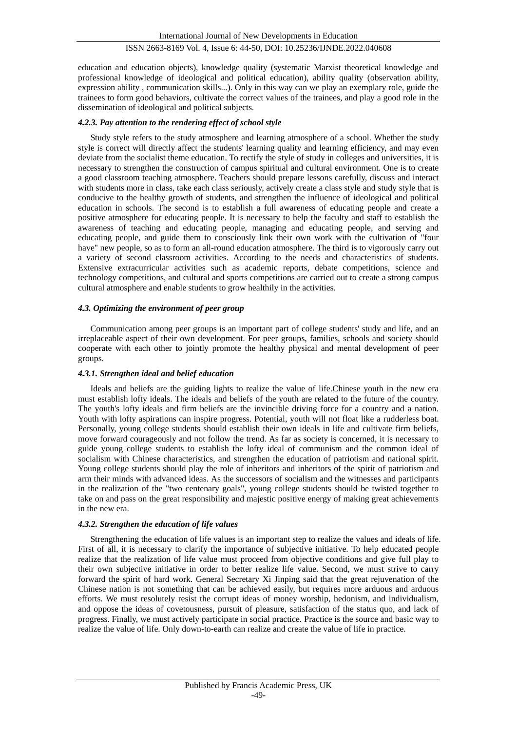education and education objects), knowledge quality (systematic Marxist theoretical knowledge and professional knowledge of ideological and political education), ability quality (observation ability, expression ability , communication skills...). Only in this way can we play an exemplary role, guide the trainees to form good behaviors, cultivate the correct values of the trainees, and play a good role in the dissemination of ideological and political subjects.

#### *4.2.3. Pay attention to the rendering effect of school style*

Study style refers to the study atmosphere and learning atmosphere of a school. Whether the study style is correct will directly affect the students' learning quality and learning efficiency, and may even deviate from the socialist theme education. To rectify the style of study in colleges and universities, it is necessary to strengthen the construction of campus spiritual and cultural environment. One is to create a good classroom teaching atmosphere. Teachers should prepare lessons carefully, discuss and interact with students more in class, take each class seriously, actively create a class style and study style that is conducive to the healthy growth of students, and strengthen the influence of ideological and political education in schools. The second is to establish a full awareness of educating people and create a positive atmosphere for educating people. It is necessary to help the faculty and staff to establish the awareness of teaching and educating people, managing and educating people, and serving and educating people, and guide them to consciously link their own work with the cultivation of "four have" new people, so as to form an all-round education atmosphere. The third is to vigorously carry out a variety of second classroom activities. According to the needs and characteristics of students. Extensive extracurricular activities such as academic reports, debate competitions, science and technology competitions, and cultural and sports competitions are carried out to create a strong campus cultural atmosphere and enable students to grow healthily in the activities.

### *4.3. Optimizing the environment of peer group*

Communication among peer groups is an important part of college students' study and life, and an irreplaceable aspect of their own development. For peer groups, families, schools and society should cooperate with each other to jointly promote the healthy physical and mental development of peer groups.

#### *4.3.1. Strengthen ideal and belief education*

Ideals and beliefs are the guiding lights to realize the value of life.Chinese youth in the new era must establish lofty ideals. The ideals and beliefs of the youth are related to the future of the country. The youth's lofty ideals and firm beliefs are the invincible driving force for a country and a nation. Youth with lofty aspirations can inspire progress. Potential, youth will not float like a rudderless boat. Personally, young college students should establish their own ideals in life and cultivate firm beliefs, move forward courageously and not follow the trend. As far as society is concerned, it is necessary to guide young college students to establish the lofty ideal of communism and the common ideal of socialism with Chinese characteristics, and strengthen the education of patriotism and national spirit. Young college students should play the role of inheritors and inheritors of the spirit of patriotism and arm their minds with advanced ideas. As the successors of socialism and the witnesses and participants in the realization of the "two centenary goals", young college students should be twisted together to take on and pass on the great responsibility and majestic positive energy of making great achievements in the new era.

#### *4.3.2. Strengthen the education of life values*

Strengthening the education of life values is an important step to realize the values and ideals of life. First of all, it is necessary to clarify the importance of subjective initiative. To help educated people realize that the realization of life value must proceed from objective conditions and give full play to their own subjective initiative in order to better realize life value. Second, we must strive to carry forward the spirit of hard work. General Secretary Xi Jinping said that the great rejuvenation of the Chinese nation is not something that can be achieved easily, but requires more arduous and arduous efforts. We must resolutely resist the corrupt ideas of money worship, hedonism, and individualism, and oppose the ideas of covetousness, pursuit of pleasure, satisfaction of the status quo, and lack of progress. Finally, we must actively participate in social practice. Practice is the source and basic way to realize the value of life. Only down-to-earth can realize and create the value of life in practice.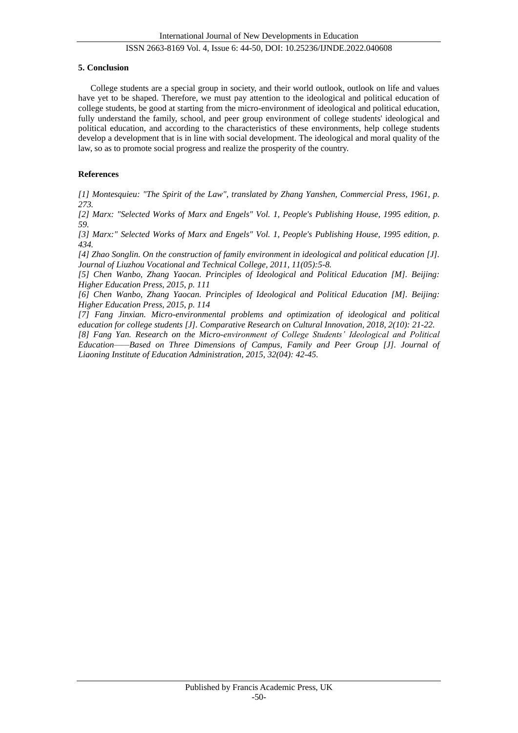## 5. Conclusion

College students are a special group in society, and their world outlook, outlook on life and values have yet to be shaped. Therefore, we must pay attention to the ideological and political education of college students, be good at starting from the micro-environment of ideological and political education, fully understand the family, school, and peer group environment of college students' ideological and political education, and according to the characteristics of these environments, help college students develop a development that is in line with social development. The ideological and moral quality of the law, so as to promote social progress and realize the prosperity of the country.

## References

*[1] Montesquieu: "The Spirit of the Law", translated by Zhang Yanshen, Commercial Press, 1961, p. 273.*

*[2] Marx: "Selected Works of Marx and Engels" Vol. 1, People's Publishing House, 1995 edition, p. 59.*

*[3] Marx:" Selected Works of Marx and Engels" Vol. 1, People's Publishing House, 1995 edition, p. 434.*

*[4] Zhao Songlin. On the construction of family environment in ideological and political education [J]. Journal of Liuzhou Vocational and Technical College, 2011, 11(05):5-8.*

*[5] Chen Wanbo, Zhang Yaocan. Principles of Ideological and Political Education [M]. Beijing: Higher Education Press, 2015, p. 111*

*[6] Chen Wanbo, Zhang Yaocan. Principles of Ideological and Political Education [M]. Beijing: Higher Education Press, 2015, p. 114*

*[7] Fang Jinxian. Micro-environmental problems and optimization of ideological and political education for college students [J]. Comparative Research on Cultural Innovation, 2018, 2(10): 21-22.*

*[8] Fang Yan. Research on the Micro-environment of College Students' Ideological and Political Education——Based on Three Dimensions of Campus, Family and Peer Group [J]. Journal of Liaoning Institute of Education Administration, 2015, 32(04): 42-45.*